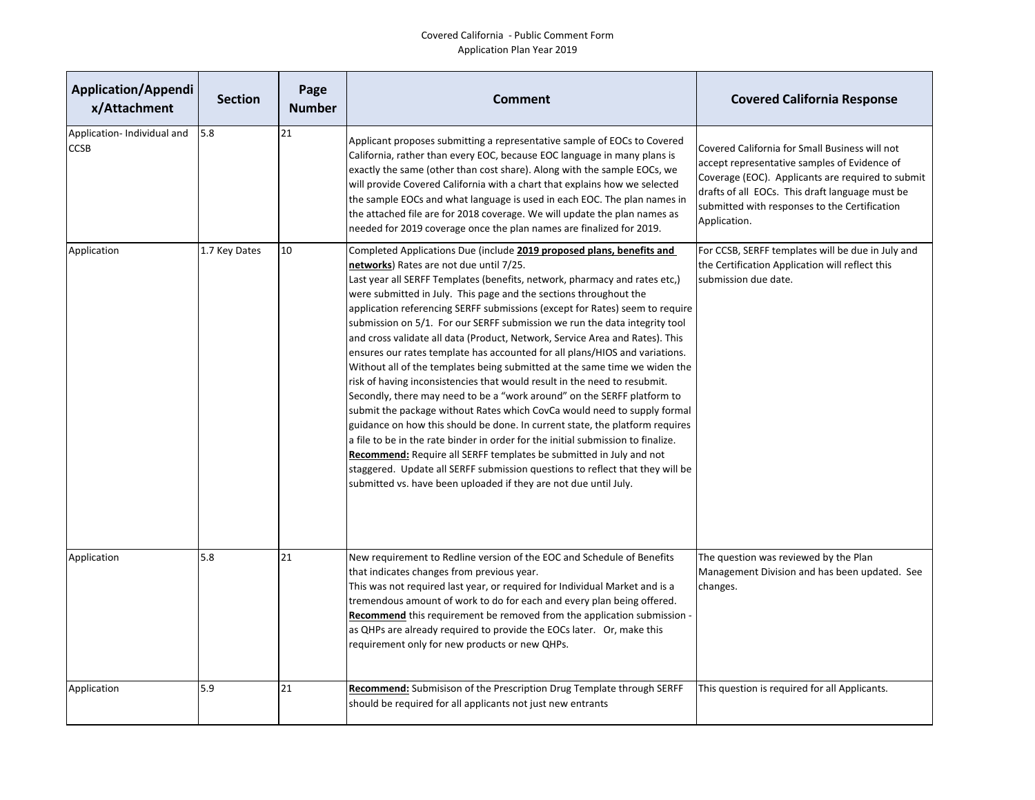Covered California - Public Comment Form
Application Plan Year 2019

| Application/Appendix/Attachment | Section | Page Number | Comment | Covered California Response |
|---|---|---|---|---|
| Application- Individual and CCSB | 5.8 | 21 | Applicant proposes submitting a representative sample of EOCs to Covered California, rather than every EOC, because EOC language in many plans is exactly the same (other than cost share). Along with the sample EOCs, we will provide Covered California with a chart that explains how we selected the sample EOCs and what language is used in each EOC. The plan names in the attached file are for 2018 coverage. We will update the plan names as needed for 2019 coverage once the plan names are finalized for 2019. | Covered California for Small Business will not accept representative samples of Evidence of Coverage (EOC). Applicants are required to submit drafts of all EOCs. This draft language must be submitted with responses to the Certification Application. |
| Application | 1.7 Key Dates | 10 | Completed Applications Due (include **2019 proposed plans, benefits and networks**) Rates are not due until 7/25.<br>Last year all SERFF Templates (benefits, network, pharmacy and rates etc,) were submitted in July. This page and the sections throughout the application referencing SERFF submissions (except for Rates) seem to require submission on 5/1. For our SERFF submission we run the data integrity tool and cross validate all data (Product, Network, Service Area and Rates). This ensures our rates template has accounted for all plans/HIOS and variations. Without all of the templates being submitted at the same time we widen the risk of having inconsistencies that would result in the need to resubmit. Secondly, there may need to be a "work around" on the SERFF platform to submit the package without Rates which CovCa would need to supply formal guidance on how this should be done. In current state, the platform requires a file to be in the rate binder in order for the initial submission to finalize.<br>**Recommend:** Require all SERFF templates be submitted in July and not staggered. Update all SERFF submission questions to reflect that they will be submitted vs. have been uploaded if they are not due until July. | For CCSB, SERFF templates will be due in July and the Certification Application will reflect this submission due date. |
| Application | 5.8 | 21 | New requirement to Redline version of the EOC and Schedule of Benefits that indicates changes from previous year.<br>This was not required last year, or required for Individual Market and is a tremendous amount of work to do for each and every plan being offered.<br>**Recommend** this requirement be removed from the application submission - as QHPs are already required to provide the EOCs later. Or, make this requirement only for new products or new QHPs. | The question was reviewed by the Plan Management Division and has been updated. See changes. |
| Application | 5.9 | 21 | **Recommend:** Submisison of the Prescription Drug Template through SERFF should be required for all applicants not just new entrants | This question is required for all Applicants. |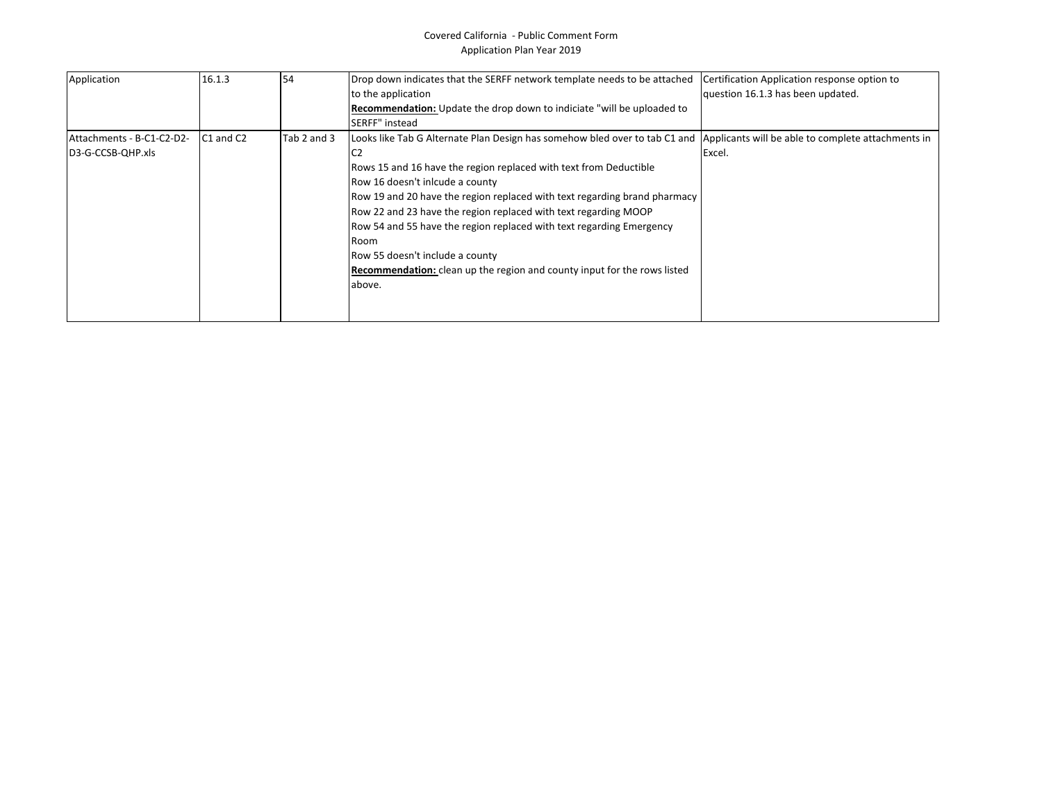Covered California - Public Comment Form
Application Plan Year 2019

| | | | | |
|---|---|---|---|---|
| Application | 16.1.3 | 54 | Drop down indicates that the SERFF network template needs to be attached to the application<br>**Recommendation:** Update the drop down to indiciate "will be uploaded to SERFF" instead | Certification Application response option to question 16.1.3 has been updated. |
| Attachments - B-C1-C2-D2-D3-G-CCSB-QHP.xls | C1 and C2 | Tab 2 and 3 | Looks like Tab G Alternate Plan Design has somehow bled over to tab C1 and C2<br>Rows 15 and 16 have the region replaced with text from Deductible<br>Row 16 doesn't inlcude a county<br>Row 19 and 20 have the region replaced with text regarding brand pharmacy<br>Row 22 and 23 have the region replaced with text regarding MOOP<br>Row 54 and 55 have the region replaced with text regarding Emergency Room<br>Row 55 doesn't include a county<br>**Recommendation:** clean up the region and county input for the rows listed above. | Applicants will be able to complete attachments in Excel. |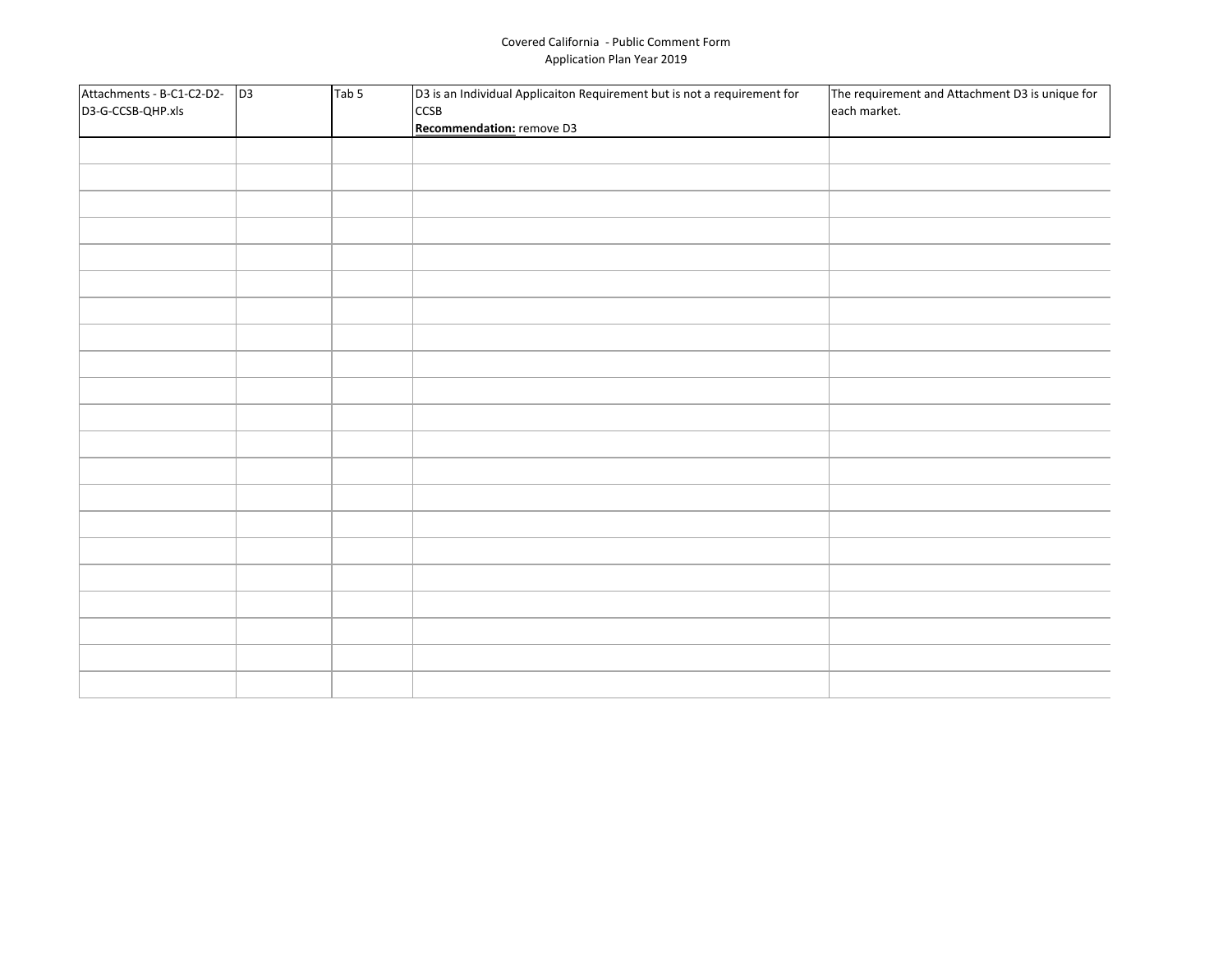Covered California - Public Comment Form
Application Plan Year 2019

| | | | | |
|---|---|---|---|---|
| Attachments - B-C1-C2-D2-D3-G-CCSB-QHP.xls | D3 | Tab 5 | D3 is an Individual Applicaiton Requirement but is not a requirement for CCSB<br>**Recommendation:** remove D3 | The requirement and Attachment D3 is unique for each market. |
| | | | | |
| | | | | |
| | | | | |
| | | | | |
| | | | | |
| | | | | |
| | | | | |
| | | | | |
| | | | | |
| | | | | |
| | | | | |
| | | | | |
| | | | | |
| | | | | |
| | | | | |
| | | | | |
| | | | | |
| | | | | |
| | | | | |
| | | | | |
| | | | | |